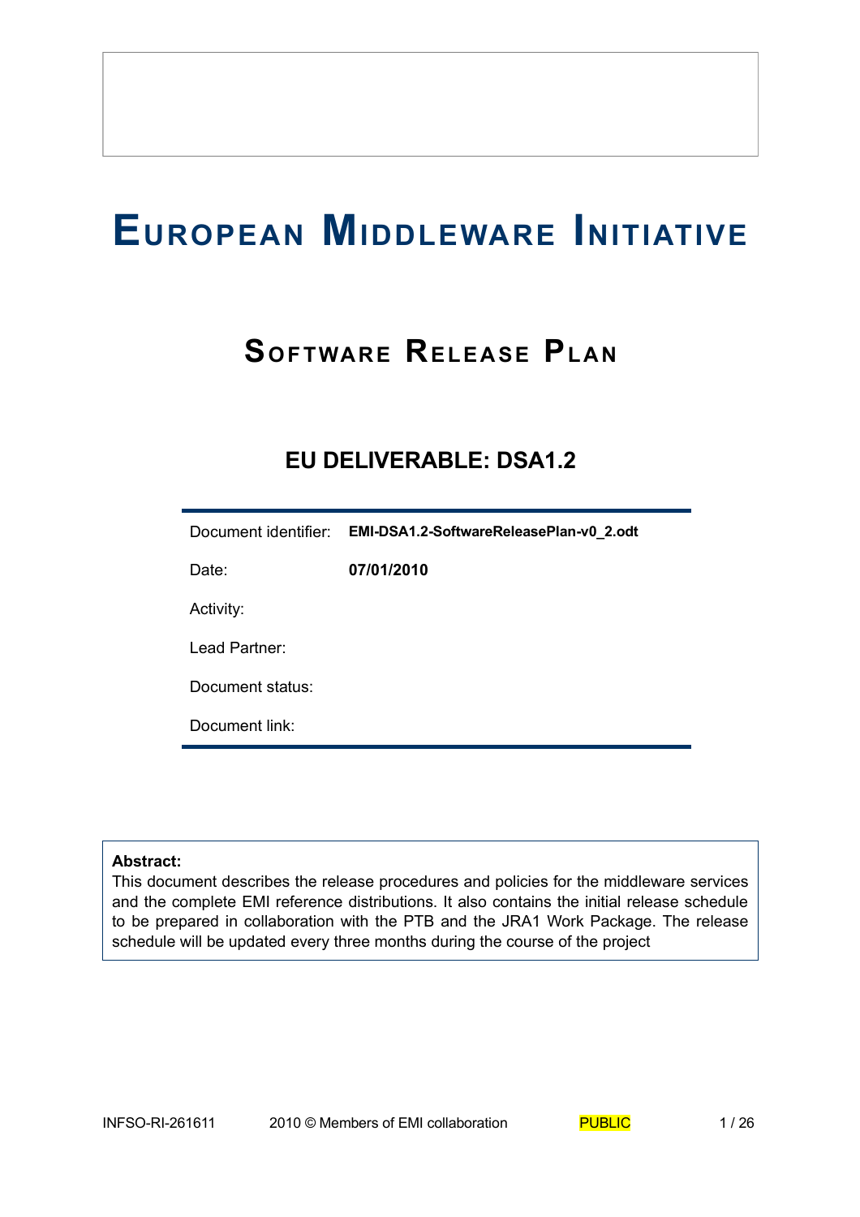# European Middleware Initiative

## Software Release Plan

### EU DELIVERABLE: DSA1.2

| | |
|---|---|
| Document identifier: | **EMI-DSA1.2-SoftwareReleasePlan-v0_2.odt** |
| Date: | **07/01/2010** |
| Activity: | |
| Lead Partner: | |
| Document status: | |
| Document link: | |

**Abstract:**
This document describes the release procedures and policies for the middleware services and the complete EMI reference distributions. It also contains the initial release schedule to be prepared in collaboration with the PTB and the JRA1 Work Package. The release schedule will be updated every three months during the course of the project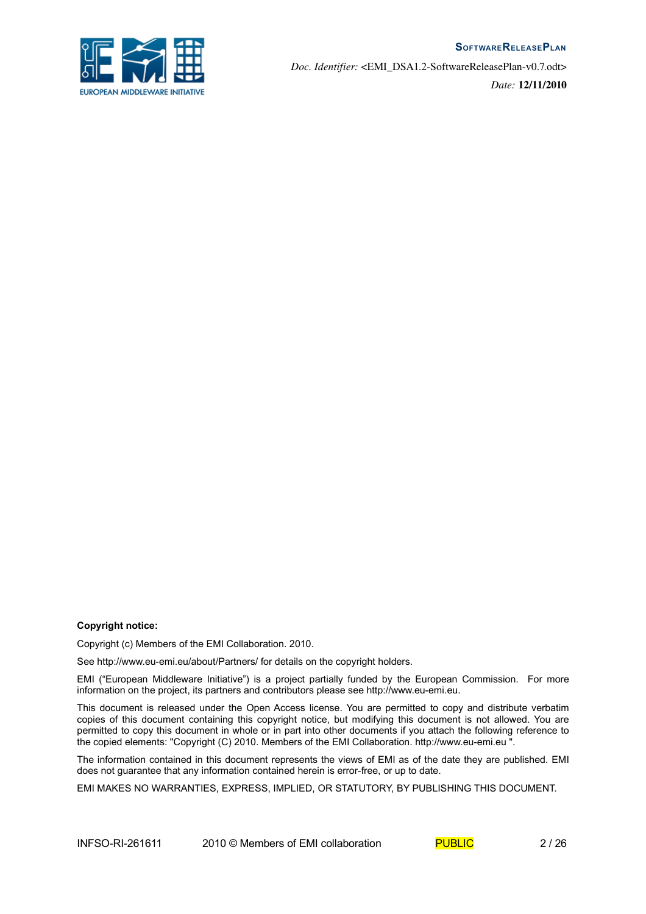**Copyright notice:**

Copyright (c) Members of the EMI Collaboration. 2010.

See http://www.eu-emi.eu/about/Partners/ for details on the copyright holders.

EMI ("European Middleware Initiative") is a project partially funded by the European Commission. For more information on the project, its partners and contributors please see http://www.eu-emi.eu.

This document is released under the Open Access license. You are permitted to copy and distribute verbatim copies of this document containing this copyright notice, but modifying this document is not allowed. You are permitted to copy this document in whole or in part into other documents if you attach the following reference to the copied elements: "Copyright (C) 2010. Members of the EMI Collaboration. http://www.eu-emi.eu ".

The information contained in this document represents the views of EMI as of the date they are published. EMI does not guarantee that any information contained herein is error-free, or up to date.

EMI MAKES NO WARRANTIES, EXPRESS, IMPLIED, OR STATUTORY, BY PUBLISHING THIS DOCUMENT.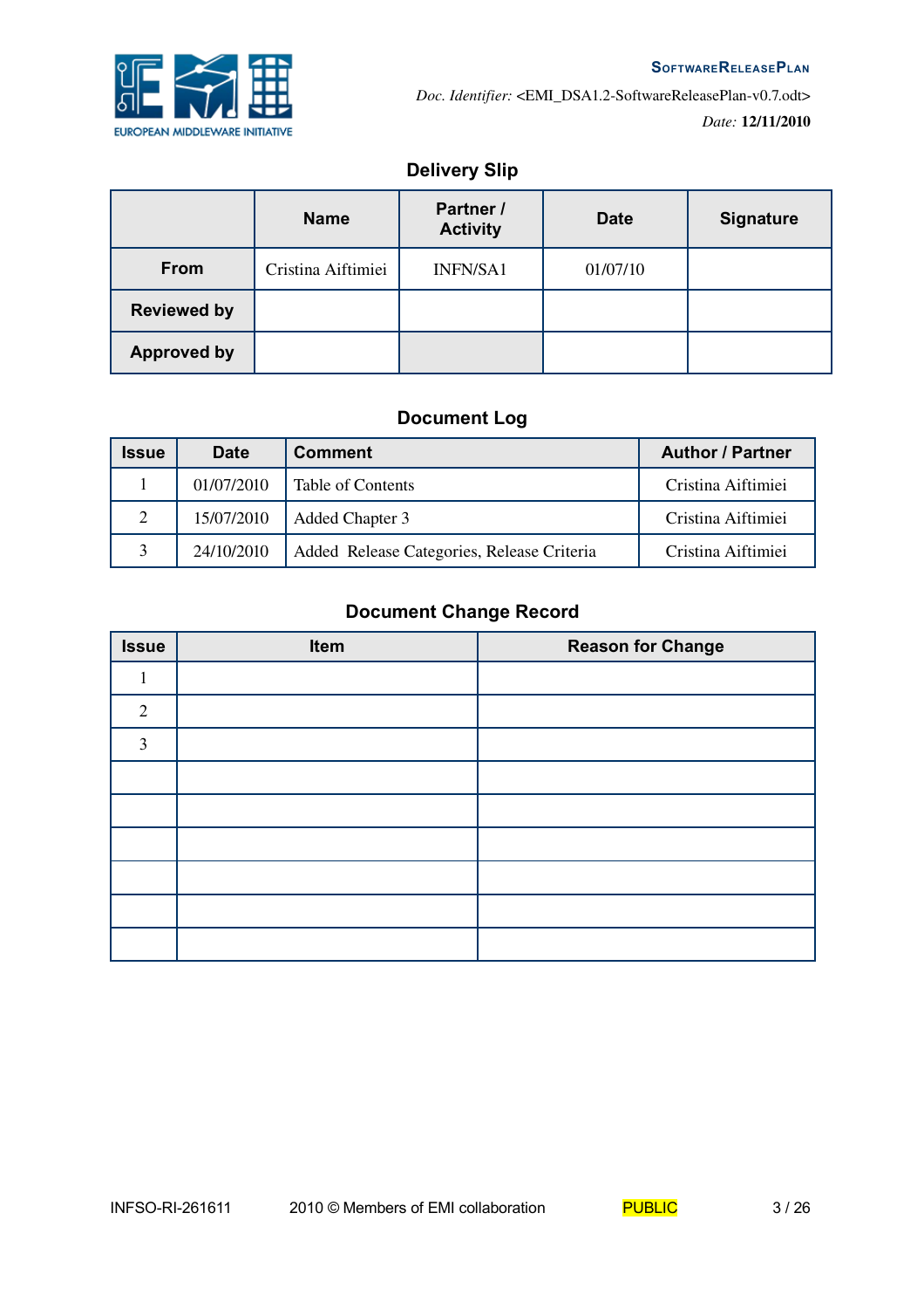## Delivery Slip

| | Name | Partner / Activity | Date | Signature |
|---|---|---|---|---|
| **From** | Cristina Aiftimiei | INFN/SA1 | 01/07/10 | |
| **Reviewed by** | | | | |
| **Approved by** | | | | |

## Document Log

| Issue | Date | Comment | Author / Partner |
|---|---|---|---|
| 1 | 01/07/2010 | Table of Contents | Cristina Aiftimiei |
| 2 | 15/07/2010 | Added Chapter 3 | Cristina Aiftimiei |
| 3 | 24/10/2010 | Added Release Categories, Release Criteria | Cristina Aiftimiei |

## Document Change Record

| Issue | Item | Reason for Change |
|---|---|---|
| 1 | | |
| 2 | | |
| 3 | | |
| | | |
| | | |
| | | |
| | | |
| | | |
| | | |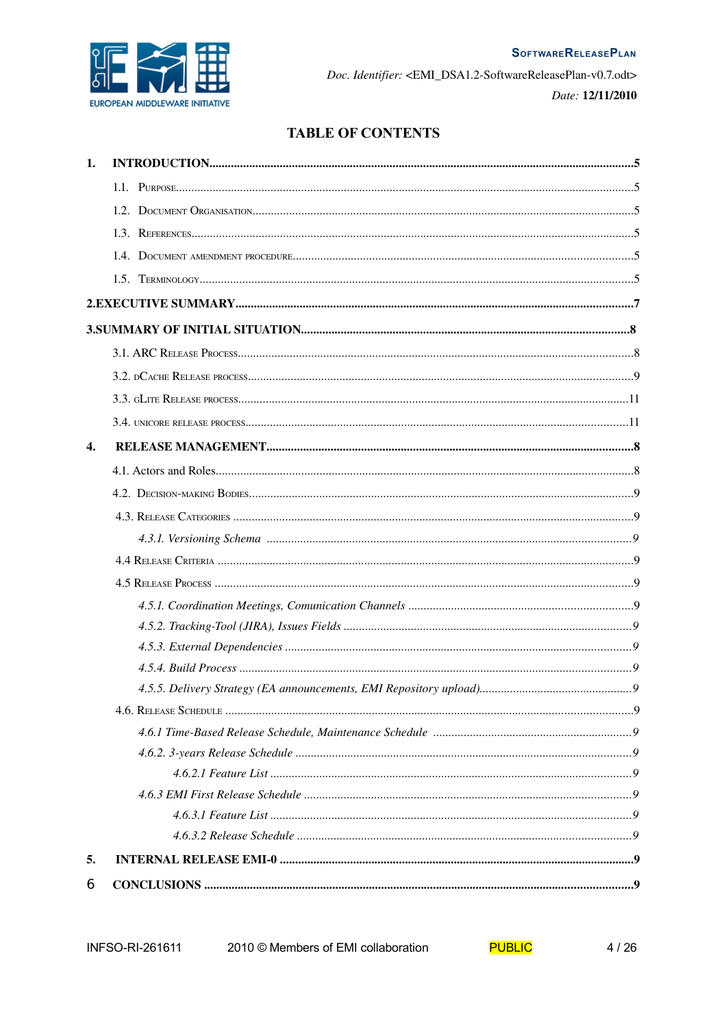# TABLE OF CONTENTS

1. INTRODUCTION ..... 5
   - 1.1. Purpose ..... 5
   - 1.2. Document Organisation ..... 5
   - 1.3. References ..... 5
   - 1.4. Document amendment procedure ..... 5
   - 1.5. Terminology ..... 5

2.EXECUTIVE SUMMARY ..... 7

3.SUMMARY OF INITIAL SITUATION ..... 8
   - 3.1. ARC Release Process ..... 8
   - 3.2. dCache Release process ..... 9
   - 3.3. gLite Release process ..... 11
   - 3.4. unicore release process ..... 11

4. RELEASE MANAGEMENT ..... 8
   - 4.1. Actors and Roles ..... 8
   - 4.2. Decision-making Bodies ..... 9
   - 4.3. Release Categories ..... 9
     - *4.3.1. Versioning Schema* ..... 9
   - 4.4 Release Criteria ..... 9
   - 4.5 Release Process ..... 9
     - *4.5.1. Coordination Meetings, Comunication Channels* ..... 9
     - *4.5.2. Tracking-Tool (JIRA), Issues Fields* ..... 9
     - *4.5.3. External Dependencies* ..... 9
     - *4.5.4. Build Process* ..... 9
     - *4.5.5. Delivery Strategy (EA announcements, EMI Repository upload)* ..... 9
   - 4.6. Release Schedule ..... 9
     - *4.6.1 Time-Based Release Schedule, Maintenance Schedule* ..... 9
     - *4.6.2. 3-years Release Schedule* ..... 9
       - *4.6.2.1 Feature List* ..... 9
     - *4.6.3 EMI First Release Schedule* ..... 9
       - *4.6.3.1 Feature List* ..... 9
       - *4.6.3.2 Release Schedule* ..... 9

5. INTERNAL RELEASE EMI-0 ..... 9

6 CONCLUSIONS ..... 9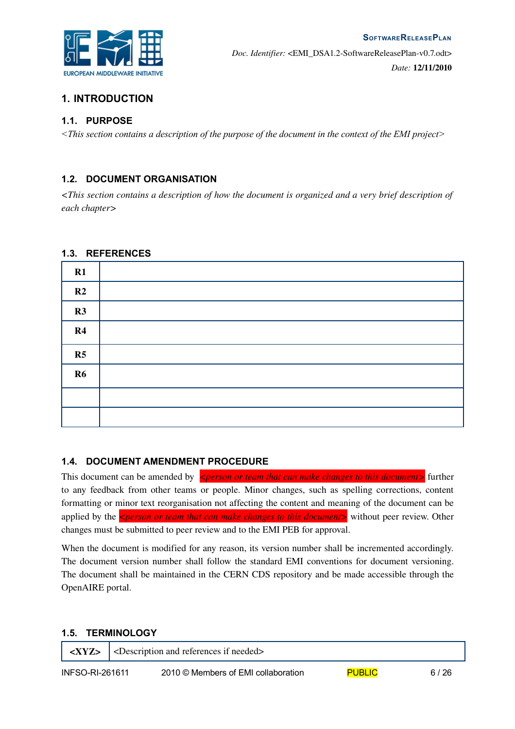# 1. INTRODUCTION

## 1.1. PURPOSE

*<This section contains a description of the purpose of the document in the context of the EMI project>*

## 1.2. DOCUMENT ORGANISATION

*<This section contains a description of how the document is organized and a very brief description of each chapter>*

## 1.3. REFERENCES

| | |
|---|---|
| **R1** | |
| **R2** | |
| **R3** | |
| **R4** | |
| **R5** | |
| **R6** | |
| | |
| | |

## 1.4. DOCUMENT AMENDMENT PROCEDURE

This document can be amended by *<person or team that can make changes to this document>* further to any feedback from other teams or people. Minor changes, such as spelling corrections, content formatting or minor text reorganisation not affecting the content and meaning of the document can be applied by the *<person or team that can make changes to this document>* without peer review. Other changes must be submitted to peer review and to the EMI PEB for approval.

When the document is modified for any reason, its version number shall be incremented accordingly. The document version number shall follow the standard EMI conventions for document versioning. The document shall be maintained in the CERN CDS repository and be made accessible through the OpenAIRE portal.

## 1.5. TERMINOLOGY

| | |
|---|---|
| **<XYZ>** | <Description and references if needed> |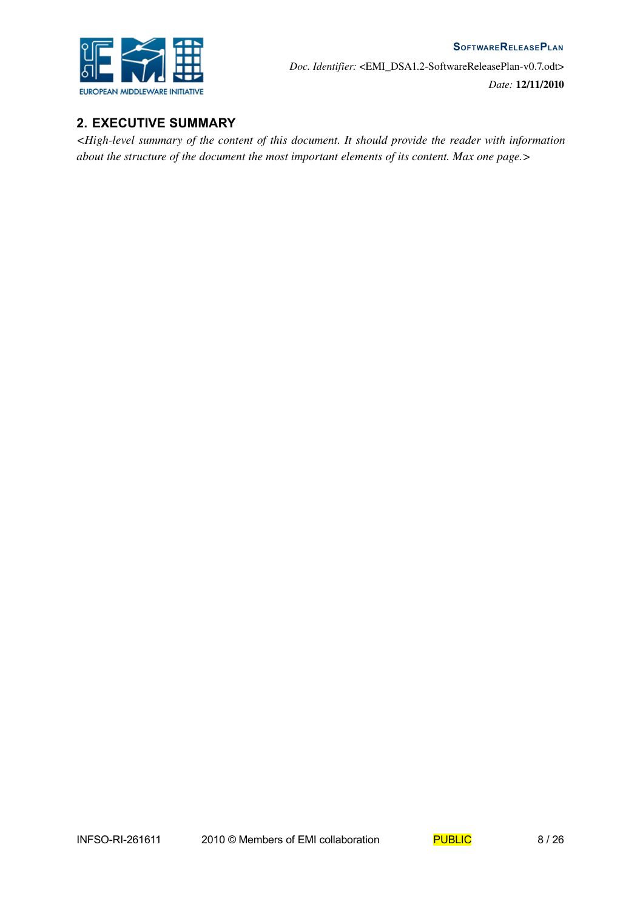## 2. EXECUTIVE SUMMARY

*<High-level summary of the content of this document. It should provide the reader with information about the structure of the document the most important elements of its content. Max one page.>*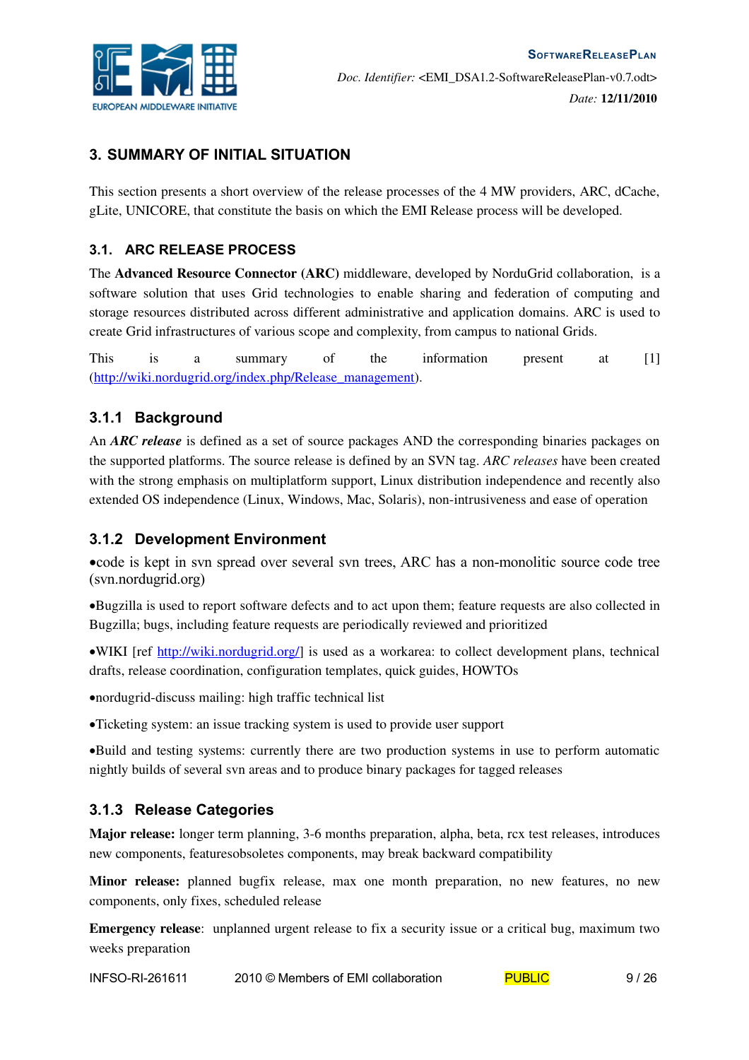# 3. SUMMARY OF INITIAL SITUATION

This section presents a short overview of the release processes of the 4 MW providers, ARC, dCache, gLite, UNICORE, that constitute the basis on which the EMI Release process will be developed.

## 3.1. ARC RELEASE PROCESS

The **Advanced Resource Connector (ARC)** middleware, developed by NorduGrid collaboration, is a software solution that uses Grid technologies to enable sharing and federation of computing and storage resources distributed across different administrative and application domains. ARC is used to create Grid infrastructures of various scope and complexity, from campus to national Grids.

This is a summary of the information present at [1] (http://wiki.nordugrid.org/index.php/Release_management).

### 3.1.1 Background

An ***ARC release*** is defined as a set of source packages AND the corresponding binaries packages on the supported platforms. The source release is defined by an SVN tag. *ARC releases* have been created with the strong emphasis on multiplatform support, Linux distribution independence and recently also extended OS independence (Linux, Windows, Mac, Solaris), non-intrusiveness and ease of operation

### 3.1.2 Development Environment

- code is kept in svn spread over several svn trees, ARC has a non-monolitic source code tree (svn.nordugrid.org)
- Bugzilla is used to report software defects and to act upon them; feature requests are also collected in Bugzilla; bugs, including feature requests are periodically reviewed and prioritized
- WIKI [ref http://wiki.nordugrid.org/] is used as a workarea: to collect development plans, technical drafts, release coordination, configuration templates, quick guides, HOWTOs
- nordugrid-discuss mailing: high traffic technical list
- Ticketing system: an issue tracking system is used to provide user support
- Build and testing systems: currently there are two production systems in use to perform automatic nightly builds of several svn areas and to produce binary packages for tagged releases

### 3.1.3 Release Categories

**Major release:** longer term planning, 3-6 months preparation, alpha, beta, rcx test releases, introduces new components, featuresobsoletes components, may break backward compatibility

**Minor release:** planned bugfix release, max one month preparation, no new features, no new components, only fixes, scheduled release

**Emergency release**: unplanned urgent release to fix a security issue or a critical bug, maximum two weeks preparation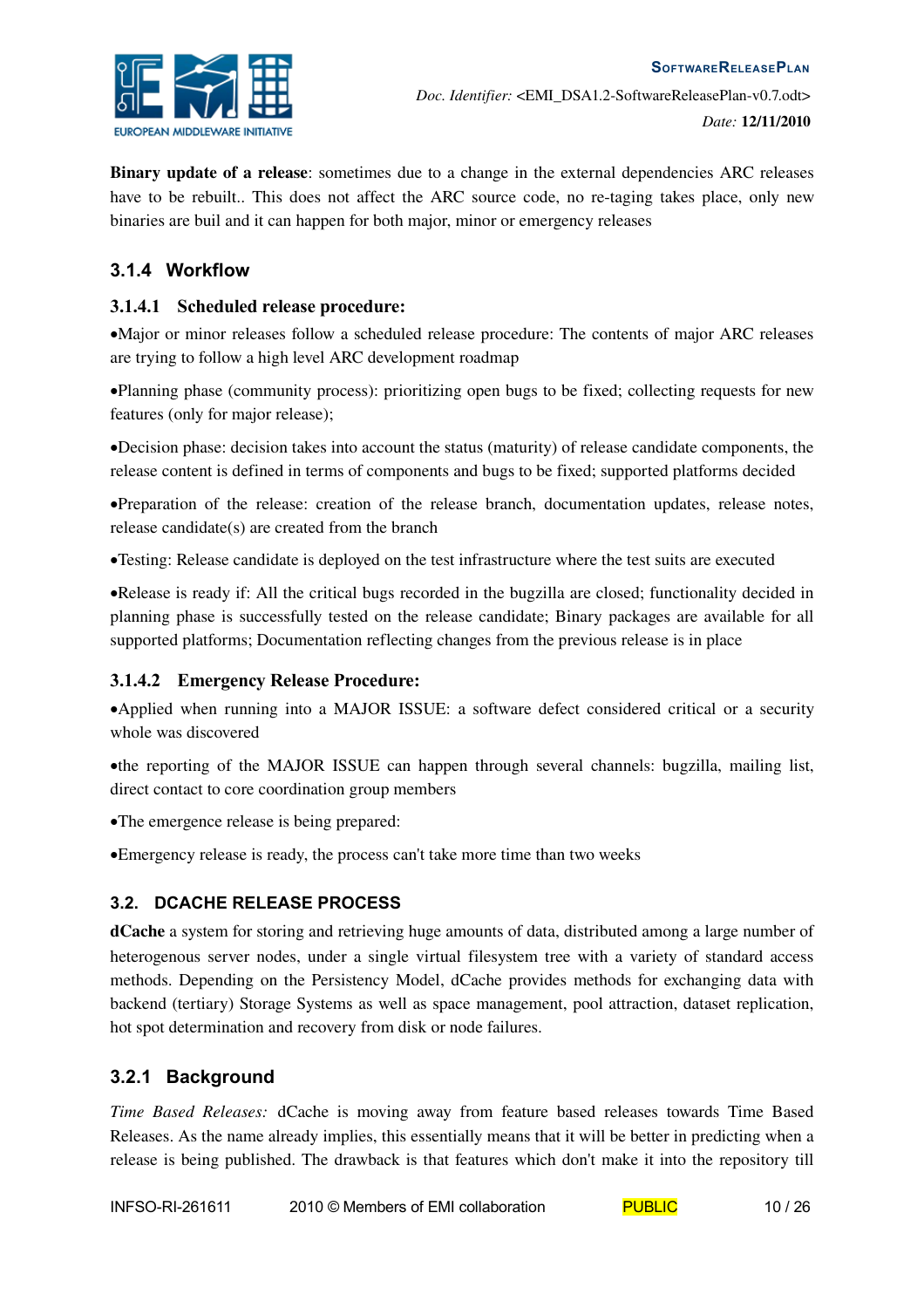**Binary update of a release**: sometimes due to a change in the external dependencies ARC releases have to be rebuilt.. This does not affect the ARC source code, no re-taging takes place, only new binaries are buil and it can happen for both major, minor or emergency releases

### 3.1.4 Workflow

#### 3.1.4.1 Scheduled release procedure:

•Major or minor releases follow a scheduled release procedure: The contents of major ARC releases are trying to follow a high level ARC development roadmap

•Planning phase (community process): prioritizing open bugs to be fixed; collecting requests for new features (only for major release);

•Decision phase: decision takes into account the status (maturity) of release candidate components, the release content is defined in terms of components and bugs to be fixed; supported platforms decided

•Preparation of the release: creation of the release branch, documentation updates, release notes, release candidate(s) are created from the branch

•Testing: Release candidate is deployed on the test infrastructure where the test suits are executed

•Release is ready if: All the critical bugs recorded in the bugzilla are closed; functionality decided in planning phase is successfully tested on the release candidate; Binary packages are available for all supported platforms; Documentation reflecting changes from the previous release is in place

#### 3.1.4.2 Emergency Release Procedure:

•Applied when running into a MAJOR ISSUE: a software defect considered critical or a security whole was discovered

•the reporting of the MAJOR ISSUE can happen through several channels: bugzilla, mailing list, direct contact to core coordination group members

•The emergence release is being prepared:

•Emergency release is ready, the process can't take more time than two weeks

## 3.2. DCACHE RELEASE PROCESS

**dCache** a system for storing and retrieving huge amounts of data, distributed among a large number of heterogenous server nodes, under a single virtual filesystem tree with a variety of standard access methods. Depending on the Persistency Model, dCache provides methods for exchanging data with backend (tertiary) Storage Systems as well as space management, pool attraction, dataset replication, hot spot determination and recovery from disk or node failures.

### 3.2.1 Background

*Time Based Releases:* dCache is moving away from feature based releases towards Time Based Releases. As the name already implies, this essentially means that it will be better in predicting when a release is being published. The drawback is that features which don't make it into the repository till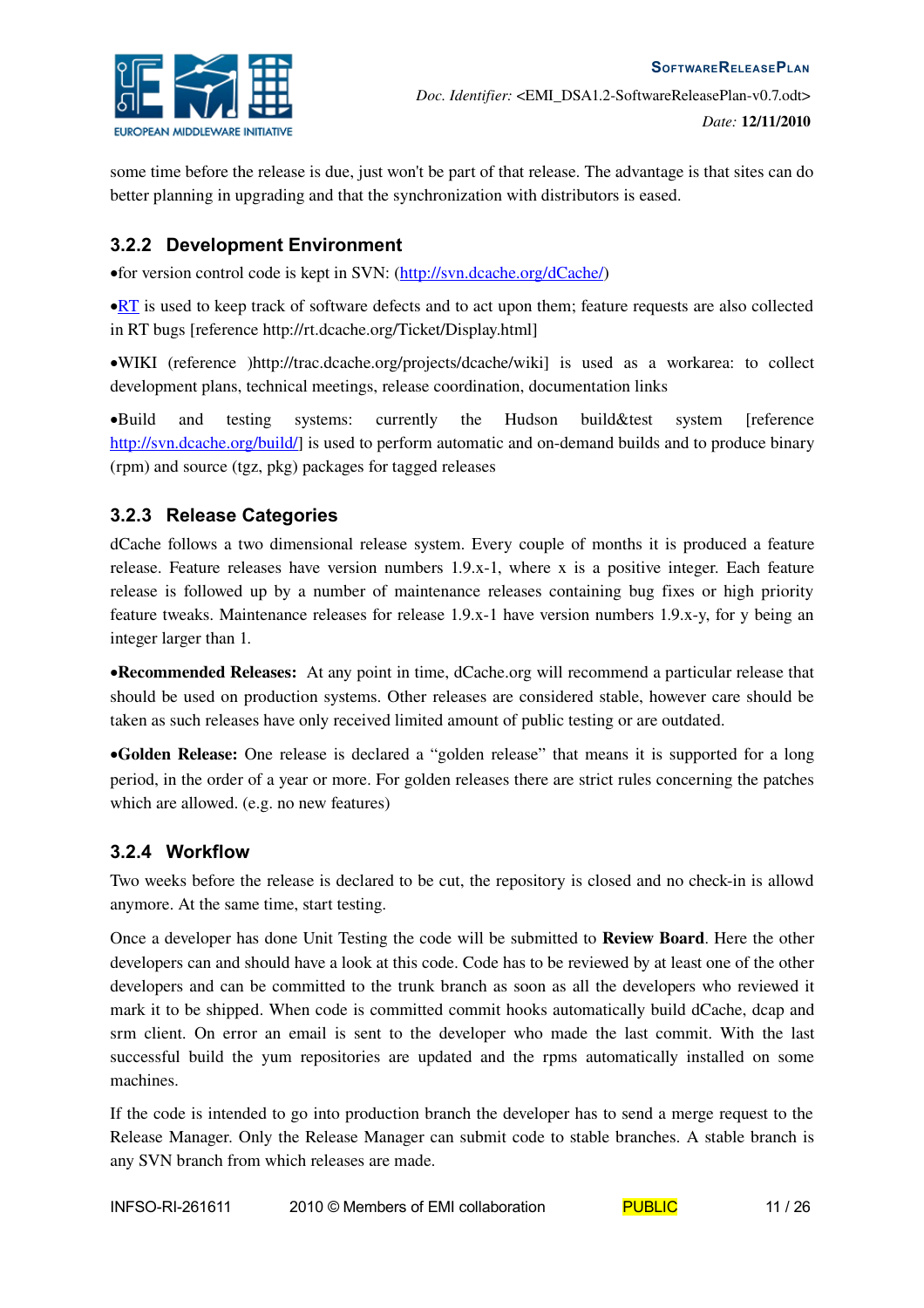some time before the release is due, just won't be part of that release. The advantage is that sites can do better planning in upgrading and that the synchronization with distributors is eased.

### 3.2.2 Development Environment

•for version control code is kept in SVN: (http://svn.dcache.org/dCache/)

•RT is used to keep track of software defects and to act upon them; feature requests are also collected in RT bugs [reference http://rt.dcache.org/Ticket/Display.html]

•WIKI (reference )http://trac.dcache.org/projects/dcache/wiki] is used as a workarea: to collect development plans, technical meetings, release coordination, documentation links

•Build and testing systems: currently the Hudson build&test system [reference http://svn.dcache.org/build/] is used to perform automatic and on-demand builds and to produce binary (rpm) and source (tgz, pkg) packages for tagged releases

### 3.2.3 Release Categories

dCache follows a two dimensional release system. Every couple of months it is produced a feature release. Feature releases have version numbers 1.9.x-1, where x is a positive integer. Each feature release is followed up by a number of maintenance releases containing bug fixes or high priority feature tweaks. Maintenance releases for release 1.9.x-1 have version numbers 1.9.x-y, for y being an integer larger than 1.

•**Recommended Releases:** At any point in time, dCache.org will recommend a particular release that should be used on production systems. Other releases are considered stable, however care should be taken as such releases have only received limited amount of public testing or are outdated.

•**Golden Release:** One release is declared a "golden release" that means it is supported for a long period, in the order of a year or more. For golden releases there are strict rules concerning the patches which are allowed. (e.g. no new features)

### 3.2.4 Workflow

Two weeks before the release is declared to be cut, the repository is closed and no check-in is allowd anymore. At the same time, start testing.

Once a developer has done Unit Testing the code will be submitted to **Review Board**. Here the other developers can and should have a look at this code. Code has to be reviewed by at least one of the other developers and can be committed to the trunk branch as soon as all the developers who reviewed it mark it to be shipped. When code is committed commit hooks automatically build dCache, dcap and srm client. On error an email is sent to the developer who made the last commit. With the last successful build the yum repositories are updated and the rpms automatically installed on some machines.

If the code is intended to go into production branch the developer has to send a merge request to the Release Manager. Only the Release Manager can submit code to stable branches. A stable branch is any SVN branch from which releases are made.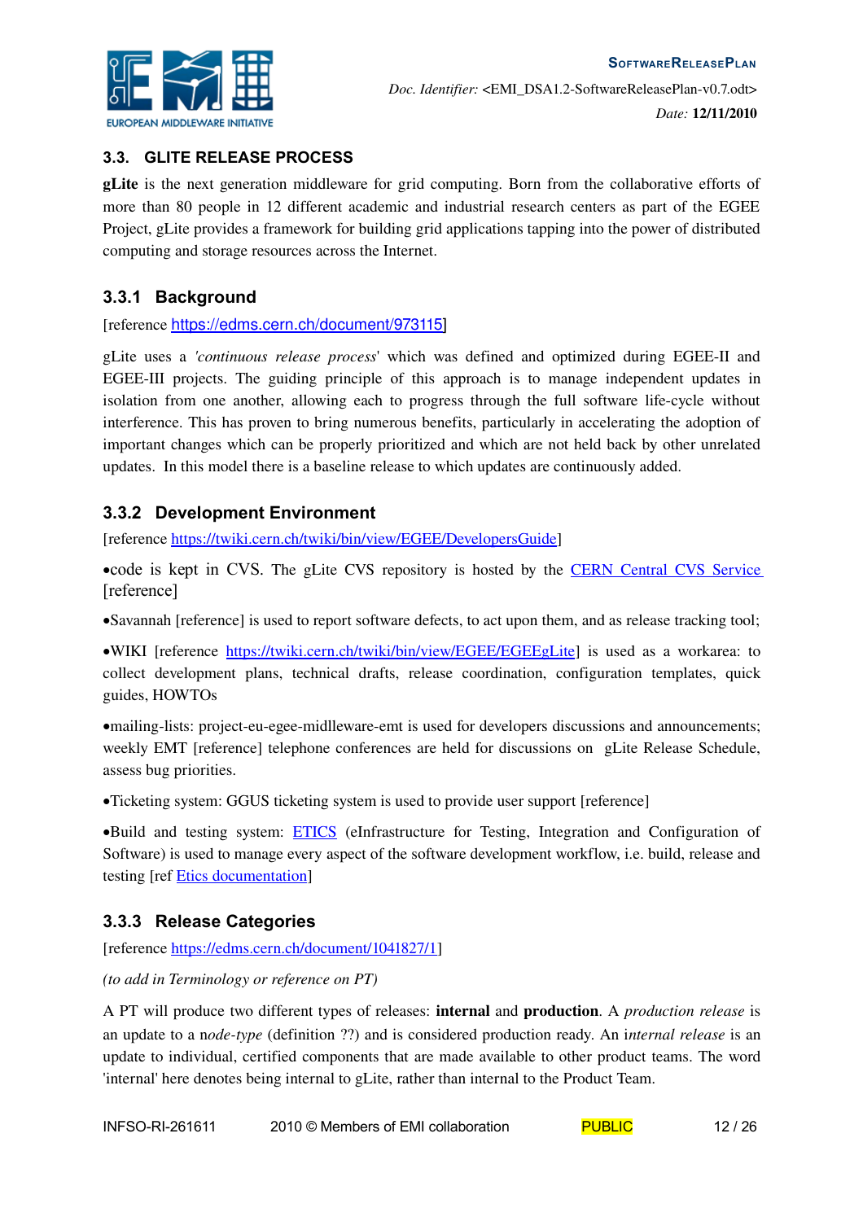## 3.3. GLITE RELEASE PROCESS

**gLite** is the next generation middleware for grid computing. Born from the collaborative efforts of more than 80 people in 12 different academic and industrial research centers as part of the EGEE Project, gLite provides a framework for building grid applications tapping into the power of distributed computing and storage resources across the Internet.

### 3.3.1 Background

[reference https://edms.cern.ch/document/973115]

gLite uses a *'continuous release process*' which was defined and optimized during EGEE-II and EGEE-III projects. The guiding principle of this approach is to manage independent updates in isolation from one another, allowing each to progress through the full software life-cycle without interference. This has proven to bring numerous benefits, particularly in accelerating the adoption of important changes which can be properly prioritized and which are not held back by other unrelated updates. In this model there is a baseline release to which updates are continuously added.

### 3.3.2 Development Environment

[reference https://twiki.cern.ch/twiki/bin/view/EGEE/DevelopersGuide]

•code is kept in CVS. The gLite CVS repository is hosted by the CERN Central CVS Service [reference]

•Savannah [reference] is used to report software defects, to act upon them, and as release tracking tool;

•WIKI [reference https://twiki.cern.ch/twiki/bin/view/EGEE/EGEEgLite] is used as a workarea: to collect development plans, technical drafts, release coordination, configuration templates, quick guides, HOWTOs

•mailing-lists: project-eu-egee-midlleware-emt is used for developers discussions and announcements; weekly EMT [reference] telephone conferences are held for discussions on gLite Release Schedule, assess bug priorities.

•Ticketing system: GGUS ticketing system is used to provide user support [reference]

•Build and testing system: ETICS (eInfrastructure for Testing, Integration and Configuration of Software) is used to manage every aspect of the software development workflow, i.e. build, release and testing [ref Etics documentation]

### 3.3.3 Release Categories

[reference https://edms.cern.ch/document/1041827/1]

*(to add in Terminology or reference on PT)*

A PT will produce two different types of releases: **internal** and **production**. A *production release* is an update to a n*ode-type* (definition ??) and is considered production ready. An i*nternal release* is an update to individual, certified components that are made available to other product teams. The word 'internal' here denotes being internal to gLite, rather than internal to the Product Team.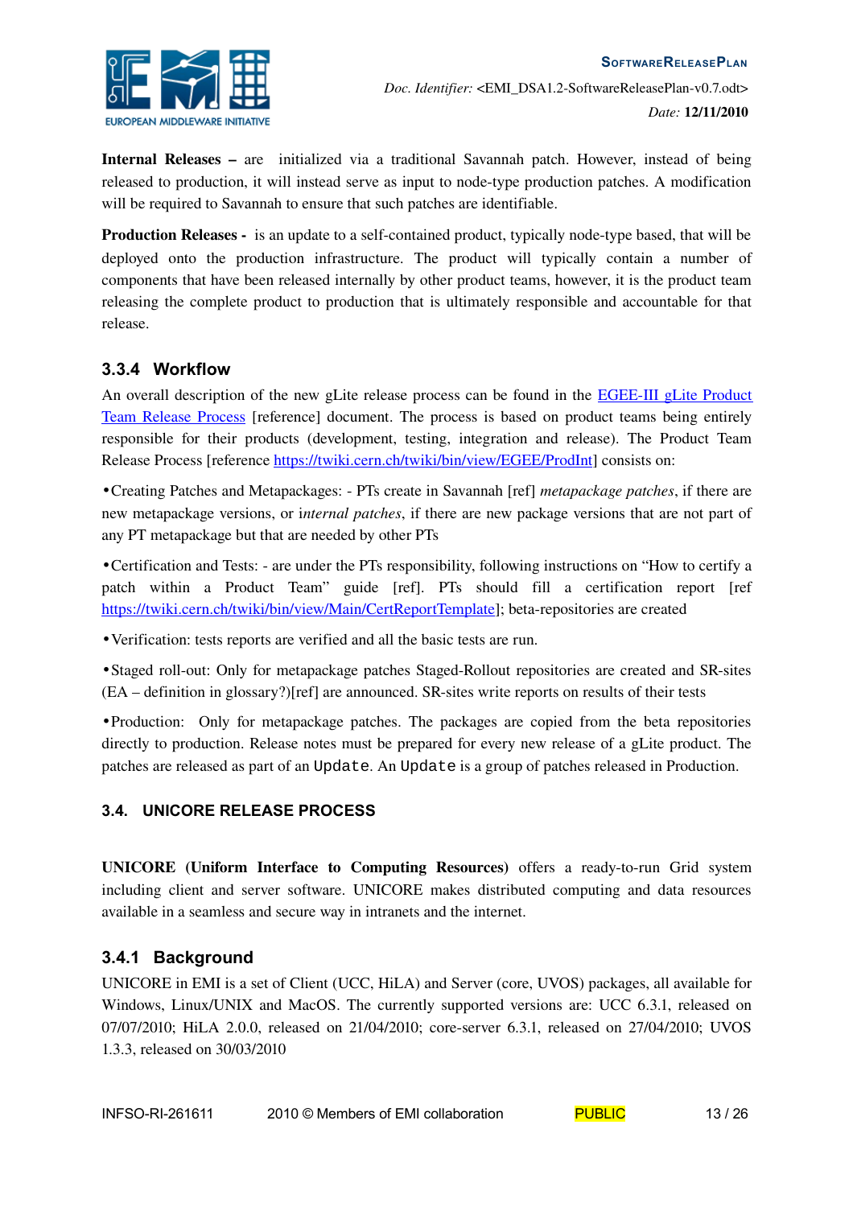**Internal Releases –** are initialized via a traditional Savannah patch. However, instead of being released to production, it will instead serve as input to node-type production patches. A modification will be required to Savannah to ensure that such patches are identifiable.

**Production Releases -** is an update to a self-contained product, typically node-type based, that will be deployed onto the production infrastructure. The product will typically contain a number of components that have been released internally by other product teams, however, it is the product team releasing the complete product to production that is ultimately responsible and accountable for that release.

### 3.3.4 Workflow

An overall description of the new gLite release process can be found in the [EGEE-III gLite Product Team Release Process](https://twiki.cern.ch/twiki/bin/view/EGEE/ProdInt) [reference] document. The process is based on product teams being entirely responsible for their products (development, testing, integration and release). The Product Team Release Process [reference https://twiki.cern.ch/twiki/bin/view/EGEE/ProdInt] consists on:

- Creating Patches and Metapackages: - PTs create in Savannah [ref] *metapackage patches*, if there are new metapackage versions, or i*nternal patches*, if there are new package versions that are not part of any PT metapackage but that are needed by other PTs
- Certification and Tests: - are under the PTs responsibility, following instructions on "How to certify a patch within a Product Team" guide [ref]. PTs should fill a certification report [ref https://twiki.cern.ch/twiki/bin/view/Main/CertReportTemplate]; beta-repositories are created
- Verification: tests reports are verified and all the basic tests are run.
- Staged roll-out: Only for metapackage patches Staged-Rollout repositories are created and SR-sites (EA – definition in glossary?)[ref] are announced. SR-sites write reports on results of their tests
- Production: Only for metapackage patches. The packages are copied from the beta repositories directly to production. Release notes must be prepared for every new release of a gLite product. The patches are released as part of an `Update`. An `Update` is a group of patches released in Production.

## 3.4. UNICORE RELEASE PROCESS

**UNICORE (Uniform Interface to Computing Resources)** offers a ready-to-run Grid system including client and server software. UNICORE makes distributed computing and data resources available in a seamless and secure way in intranets and the internet.

### 3.4.1 Background

UNICORE in EMI is a set of Client (UCC, HiLA) and Server (core, UVOS) packages, all available for Windows, Linux/UNIX and MacOS. The currently supported versions are: UCC 6.3.1, released on 07/07/2010; HiLA 2.0.0, released on 21/04/2010; core-server 6.3.1, released on 27/04/2010; UVOS 1.3.3, released on 30/03/2010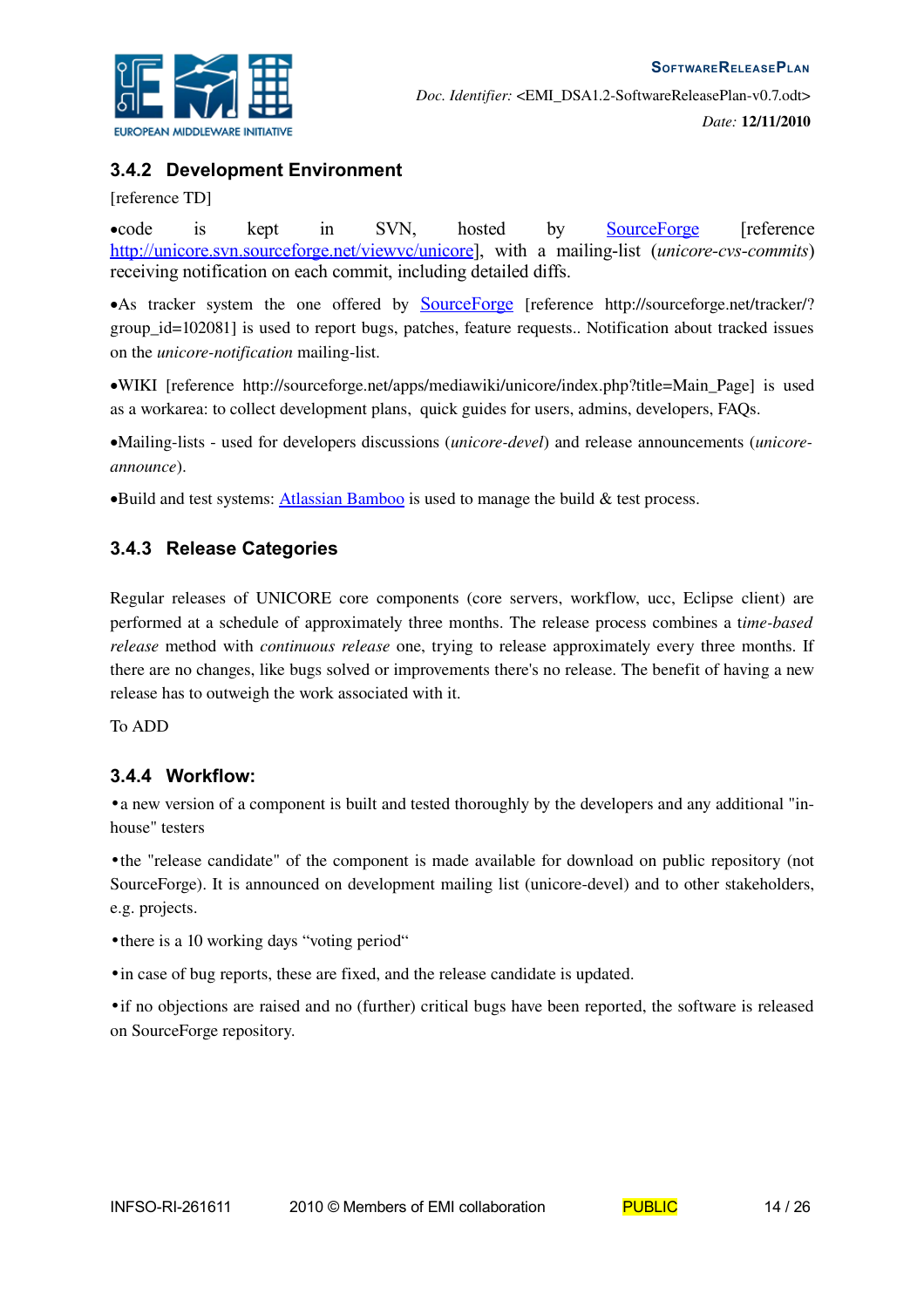### 3.4.2 Development Environment

[reference TD]

- code is kept in SVN, hosted by SourceForge [reference http://unicore.svn.sourceforge.net/viewvc/unicore], with a mailing-list (*unicore-cvs-commits*) receiving notification on each commit, including detailed diffs.
- As tracker system the one offered by SourceForge [reference http://sourceforge.net/tracker/?group_id=102081] is used to report bugs, patches, feature requests.. Notification about tracked issues on the *unicore-notification* mailing-list.
- WIKI [reference http://sourceforge.net/apps/mediawiki/unicore/index.php?title=Main_Page] is used as a workarea: to collect development plans, quick guides for users, admins, developers, FAQs.
- Mailing-lists - used for developers discussions (*unicore-devel*) and release announcements (*unicore-announce*).
- Build and test systems: Atlassian Bamboo is used to manage the build & test process.

### 3.4.3 Release Categories

Regular releases of UNICORE core components (core servers, workflow, ucc, Eclipse client) are performed at a schedule of approximately three months. The release process combines a t*ime-based release* method with *continuous release* one, trying to release approximately every three months. If there are no changes, like bugs solved or improvements there's no release. The benefit of having a new release has to outweigh the work associated with it.

To ADD

### 3.4.4 Workflow:

- a new version of a component is built and tested thoroughly by the developers and any additional "in-house" testers
- the "release candidate" of the component is made available for download on public repository (not SourceForge). It is announced on development mailing list (unicore-devel) and to other stakeholders, e.g. projects.
- there is a 10 working days "voting period"
- in case of bug reports, these are fixed, and the release candidate is updated.
- if no objections are raised and no (further) critical bugs have been reported, the software is released on SourceForge repository.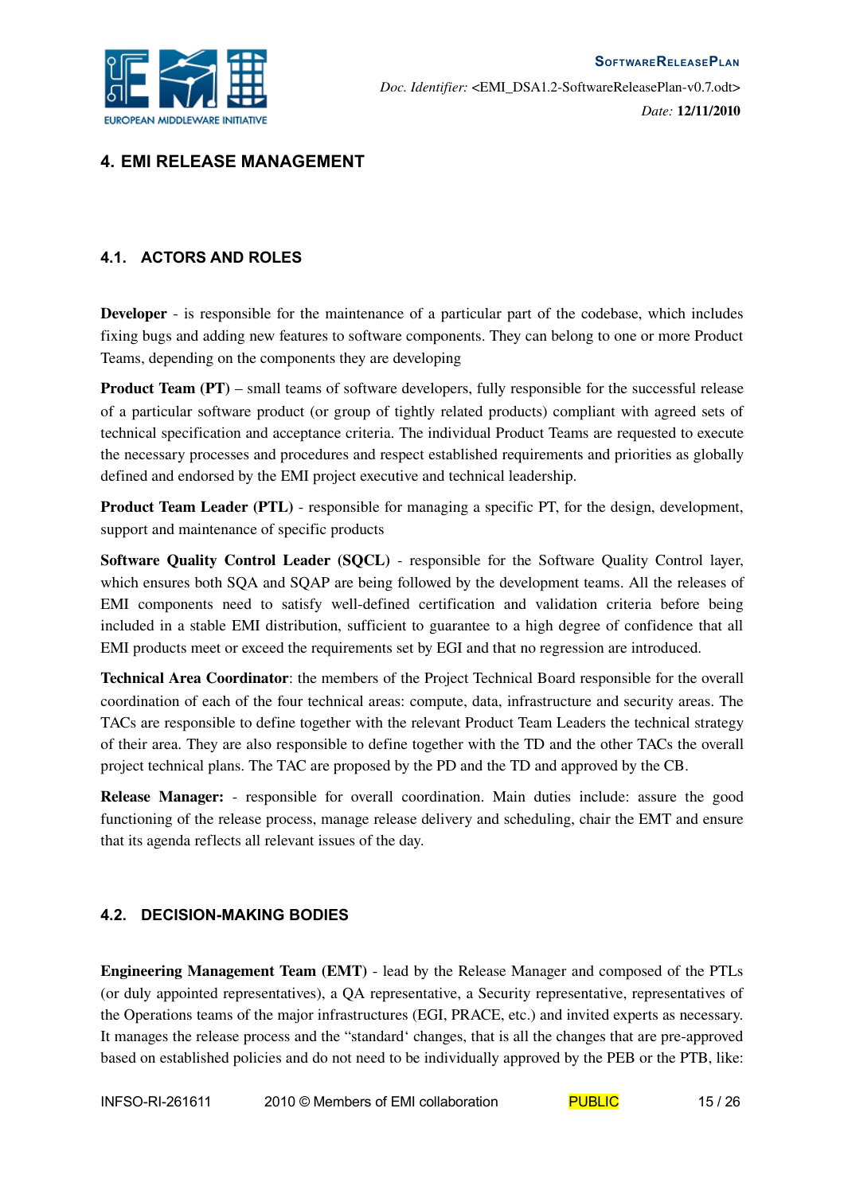# 4. EMI RELEASE MANAGEMENT

## 4.1. ACTORS AND ROLES

**Developer** - is responsible for the maintenance of a particular part of the codebase, which includes fixing bugs and adding new features to software components. They can belong to one or more Product Teams, depending on the components they are developing

**Product Team (PT)** – small teams of software developers, fully responsible for the successful release of a particular software product (or group of tightly related products) compliant with agreed sets of technical specification and acceptance criteria. The individual Product Teams are requested to execute the necessary processes and procedures and respect established requirements and priorities as globally defined and endorsed by the EMI project executive and technical leadership.

**Product Team Leader (PTL)** - responsible for managing a specific PT, for the design, development, support and maintenance of specific products

**Software Quality Control Leader (SQCL)** - responsible for the Software Quality Control layer, which ensures both SQA and SQAP are being followed by the development teams. All the releases of EMI components need to satisfy well-defined certification and validation criteria before being included in a stable EMI distribution, sufficient to guarantee to a high degree of confidence that all EMI products meet or exceed the requirements set by EGI and that no regression are introduced.

**Technical Area Coordinator**: the members of the Project Technical Board responsible for the overall coordination of each of the four technical areas: compute, data, infrastructure and security areas. The TACs are responsible to define together with the relevant Product Team Leaders the technical strategy of their area. They are also responsible to define together with the TD and the other TACs the overall project technical plans. The TAC are proposed by the PD and the TD and approved by the CB.

**Release Manager:** - responsible for overall coordination. Main duties include: assure the good functioning of the release process, manage release delivery and scheduling, chair the EMT and ensure that its agenda reflects all relevant issues of the day.

## 4.2. DECISION-MAKING BODIES

**Engineering Management Team (EMT)** - lead by the Release Manager and composed of the PTLs (or duly appointed representatives), a QA representative, a Security representative, representatives of the Operations teams of the major infrastructures (EGI, PRACE, etc.) and invited experts as necessary. It manages the release process and the "standard' changes, that is all the changes that are pre-approved based on established policies and do not need to be individually approved by the PEB or the PTB, like: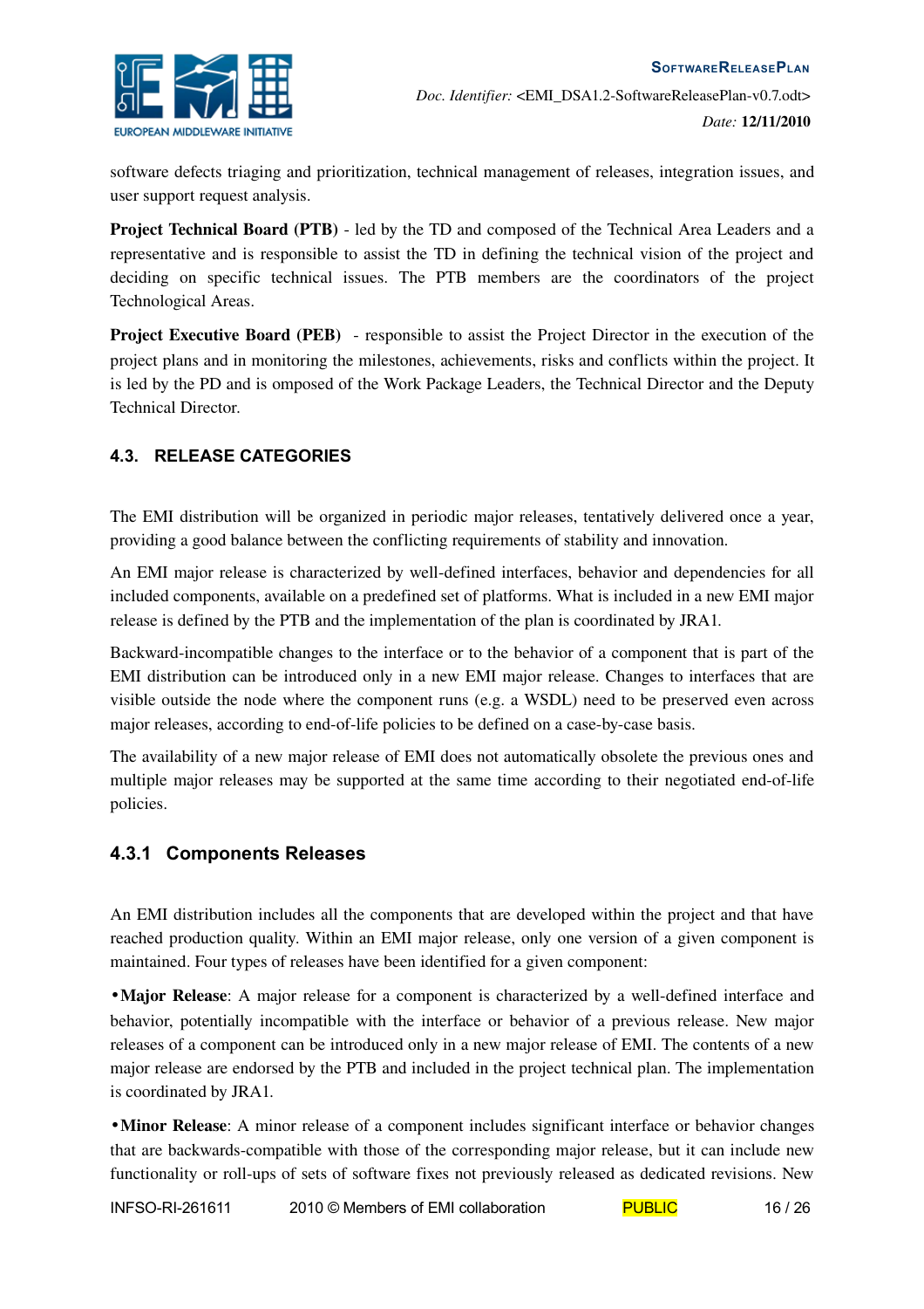software defects triaging and prioritization, technical management of releases, integration issues, and user support request analysis.

**Project Technical Board (PTB)** - led by the TD and composed of the Technical Area Leaders and a representative and is responsible to assist the TD in defining the technical vision of the project and deciding on specific technical issues. The PTB members are the coordinators of the project Technological Areas.

**Project Executive Board (PEB)** - responsible to assist the Project Director in the execution of the project plans and in monitoring the milestones, achievements, risks and conflicts within the project. It is led by the PD and is omposed of the Work Package Leaders, the Technical Director and the Deputy Technical Director.

## 4.3. RELEASE CATEGORIES

The EMI distribution will be organized in periodic major releases, tentatively delivered once a year, providing a good balance between the conflicting requirements of stability and innovation.

An EMI major release is characterized by well-defined interfaces, behavior and dependencies for all included components, available on a predefined set of platforms. What is included in a new EMI major release is defined by the PTB and the implementation of the plan is coordinated by JRA1.

Backward-incompatible changes to the interface or to the behavior of a component that is part of the EMI distribution can be introduced only in a new EMI major release. Changes to interfaces that are visible outside the node where the component runs (e.g. a WSDL) need to be preserved even across major releases, according to end-of-life policies to be defined on a case-by-case basis.

The availability of a new major release of EMI does not automatically obsolete the previous ones and multiple major releases may be supported at the same time according to their negotiated end-of-life policies.

### 4.3.1 Components Releases

An EMI distribution includes all the components that are developed within the project and that have reached production quality. Within an EMI major release, only one version of a given component is maintained. Four types of releases have been identified for a given component:

- **Major Release**: A major release for a component is characterized by a well-defined interface and behavior, potentially incompatible with the interface or behavior of a previous release. New major releases of a component can be introduced only in a new major release of EMI. The contents of a new major release are endorsed by the PTB and included in the project technical plan. The implementation is coordinated by JRA1.
- **Minor Release**: A minor release of a component includes significant interface or behavior changes that are backwards-compatible with those of the corresponding major release, but it can include new functionality or roll-ups of sets of software fixes not previously released as dedicated revisions. New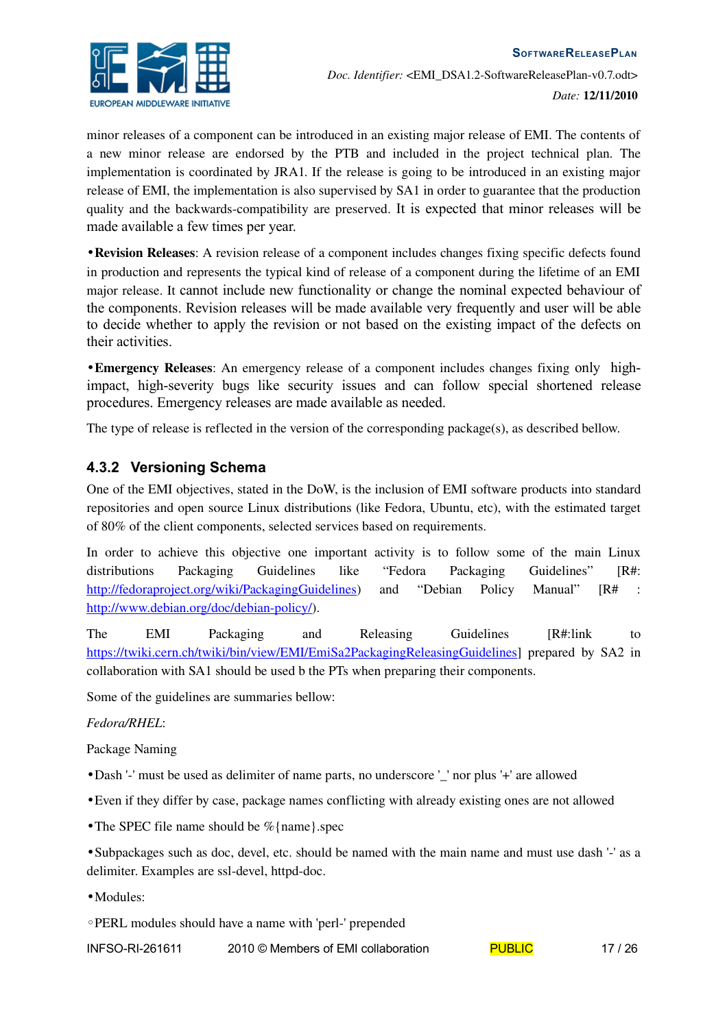minor releases of a component can be introduced in an existing major release of EMI. The contents of a new minor release are endorsed by the PTB and included in the project technical plan. The implementation is coordinated by JRA1. If the release is going to be introduced in an existing major release of EMI, the implementation is also supervised by SA1 in order to guarantee that the production quality and the backwards-compatibility are preserved. It is expected that minor releases will be made available a few times per year.

- **Revision Releases**: A revision release of a component includes changes fixing specific defects found in production and represents the typical kind of release of a component during the lifetime of an EMI major release. It cannot include new functionality or change the nominal expected behaviour of the components. Revision releases will be made available very frequently and user will be able to decide whether to apply the revision or not based on the existing impact of the defects on their activities.

- **Emergency Releases**: An emergency release of a component includes changes fixing only high-impact, high-severity bugs like security issues and can follow special shortened release procedures. Emergency releases are made available as needed.

The type of release is reflected in the version of the corresponding package(s), as described bellow.

### 4.3.2 Versioning Schema

One of the EMI objectives, stated in the DoW, is the inclusion of EMI software products into standard repositories and open source Linux distributions (like Fedora, Ubuntu, etc), with the estimated target of 80% of the client components, selected services based on requirements.

In order to achieve this objective one important activity is to follow some of the main Linux distributions Packaging Guidelines like "Fedora Packaging Guidelines" [R#: http://fedoraproject.org/wiki/PackagingGuidelines) and "Debian Policy Manual" [R# : http://www.debian.org/doc/debian-policy/).

The EMI Packaging and Releasing Guidelines [R#:link to https://twiki.cern.ch/twiki/bin/view/EMI/EmiSa2PackagingReleasingGuidelines] prepared by SA2 in collaboration with SA1 should be used b the PTs when preparing their components.

Some of the guidelines are summaries bellow:

*Fedora/RHEL*:

Package Naming

- Dash '-' must be used as delimiter of name parts, no underscore '_' nor plus '+' are allowed
- Even if they differ by case, package names conflicting with already existing ones are not allowed
- The SPEC file name should be %{name}.spec
- Subpackages such as doc, devel, etc. should be named with the main name and must use dash '-' as a delimiter. Examples are ssl-devel, httpd-doc.
- Modules:
  - PERL modules should have a name with 'perl-' prepended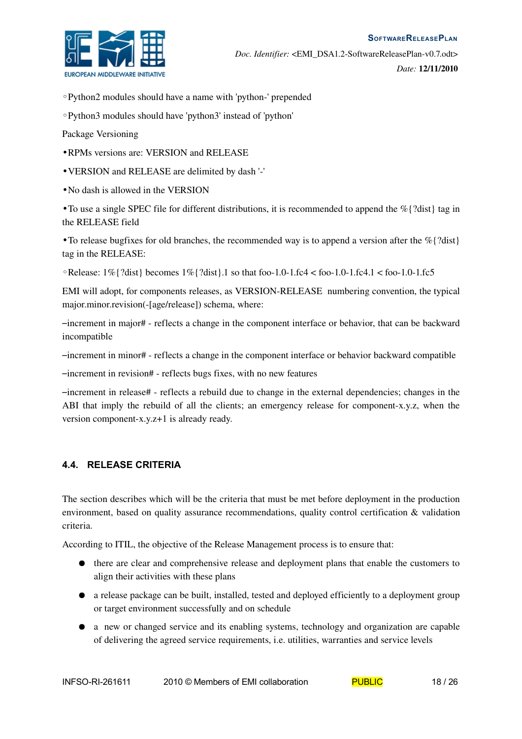◦ Python2 modules should have a name with 'python-' prepended

◦ Python3 modules should have 'python3' instead of 'python'

Package Versioning

• RPMs versions are: VERSION and RELEASE

• VERSION and RELEASE are delimited by dash '-'

• No dash is allowed in the VERSION

• To use a single SPEC file for different distributions, it is recommended to append the %{?dist} tag in the RELEASE field

• To release bugfixes for old branches, the recommended way is to append a version after the %{?dist} tag in the RELEASE:

◦ Release: 1%{?dist} becomes 1%{?dist}.1 so that foo-1.0-1.fc4 < foo-1.0-1.fc4.1 < foo-1.0-1.fc5

EMI will adopt, for components releases, as VERSION-RELEASE numbering convention, the typical major.minor.revision(-[age/release]) schema, where:

– increment in major# - reflects a change in the component interface or behavior, that can be backward incompatible

– increment in minor# - reflects a change in the component interface or behavior backward compatible

– increment in revision# - reflects bugs fixes, with no new features

– increment in release# - reflects a rebuild due to change in the external dependencies; changes in the ABI that imply the rebuild of all the clients; an emergency release for component-x.y.z, when the version component-x.y.z+1 is already ready.

## 4.4. RELEASE CRITERIA

The section describes which will be the criteria that must be met before deployment in the production environment, based on quality assurance recommendations, quality control certification & validation criteria.

According to ITIL, the objective of the Release Management process is to ensure that:

- there are clear and comprehensive release and deployment plans that enable the customers to align their activities with these plans
- a release package can be built, installed, tested and deployed efficiently to a deployment group or target environment successfully and on schedule
- a new or changed service and its enabling systems, technology and organization are capable of delivering the agreed service requirements, i.e. utilities, warranties and service levels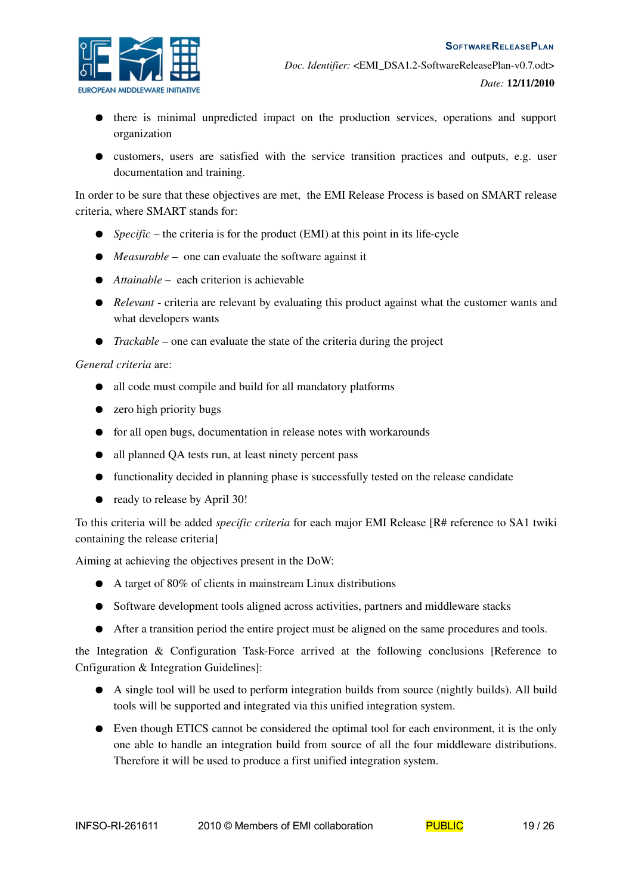- there is minimal unpredicted impact on the production services, operations and support organization
- customers, users are satisfied with the service transition practices and outputs, e.g. user documentation and training.

In order to be sure that these objectives are met, the EMI Release Process is based on SMART release criteria, where SMART stands for:

- *Specific* – the criteria is for the product (EMI) at this point in its life-cycle
- *Measurable* – one can evaluate the software against it
- *Attainable* – each criterion is achievable
- *Relevant* - criteria are relevant by evaluating this product against what the customer wants and what developers wants
- *Trackable* – one can evaluate the state of the criteria during the project

*General criteria* are:

- all code must compile and build for all mandatory platforms
- zero high priority bugs
- for all open bugs, documentation in release notes with workarounds
- all planned QA tests run, at least ninety percent pass
- functionality decided in planning phase is successfully tested on the release candidate
- ready to release by April 30!

To this criteria will be added *specific criteria* for each major EMI Release [R# reference to SA1 twiki containing the release criteria]

Aiming at achieving the objectives present in the DoW:

- A target of 80% of clients in mainstream Linux distributions
- Software development tools aligned across activities, partners and middleware stacks
- After a transition period the entire project must be aligned on the same procedures and tools.

the Integration & Configuration Task-Force arrived at the following conclusions [Reference to Cnfiguration & Integration Guidelines]:

- A single tool will be used to perform integration builds from source (nightly builds). All build tools will be supported and integrated via this unified integration system.
- Even though ETICS cannot be considered the optimal tool for each environment, it is the only one able to handle an integration build from source of all the four middleware distributions. Therefore it will be used to produce a first unified integration system.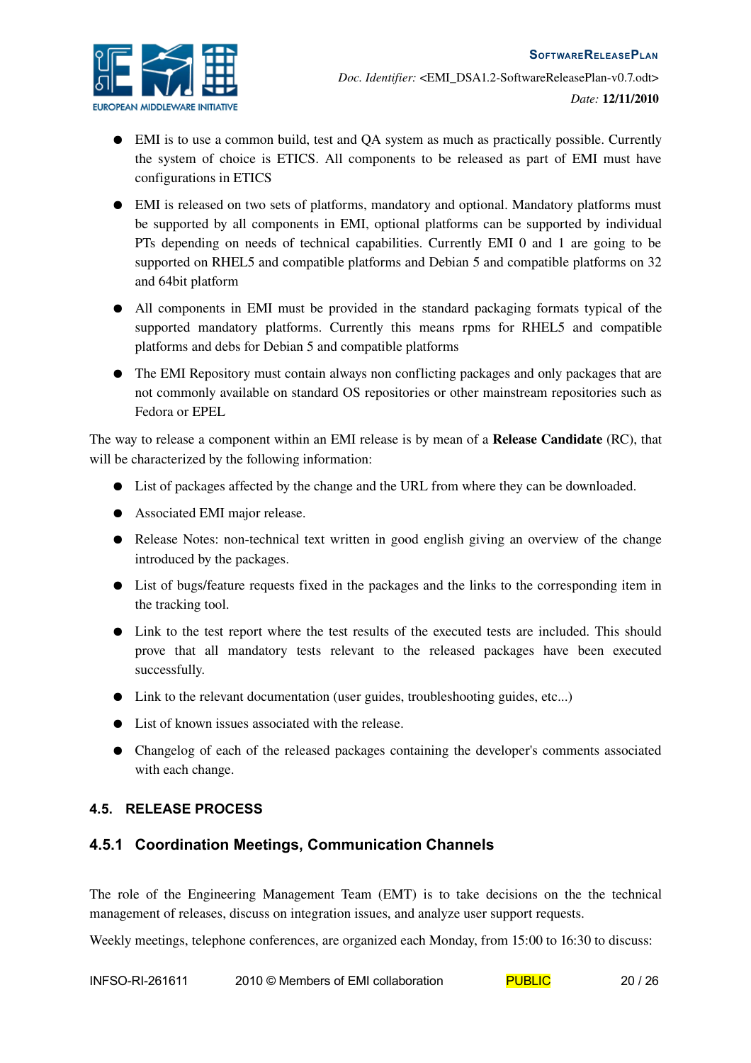- EMI is to use a common build, test and QA system as much as practically possible. Currently the system of choice is ETICS. All components to be released as part of EMI must have configurations in ETICS
- EMI is released on two sets of platforms, mandatory and optional. Mandatory platforms must be supported by all components in EMI, optional platforms can be supported by individual PTs depending on needs of technical capabilities. Currently EMI 0 and 1 are going to be supported on RHEL5 and compatible platforms and Debian 5 and compatible platforms on 32 and 64bit platform
- All components in EMI must be provided in the standard packaging formats typical of the supported mandatory platforms. Currently this means rpms for RHEL5 and compatible platforms and debs for Debian 5 and compatible platforms
- The EMI Repository must contain always non conflicting packages and only packages that are not commonly available on standard OS repositories or other mainstream repositories such as Fedora or EPEL

The way to release a component within an EMI release is by mean of a **Release Candidate** (RC), that will be characterized by the following information:

- List of packages affected by the change and the URL from where they can be downloaded.
- Associated EMI major release.
- Release Notes: non-technical text written in good english giving an overview of the change introduced by the packages.
- List of bugs/feature requests fixed in the packages and the links to the corresponding item in the tracking tool.
- Link to the test report where the test results of the executed tests are included. This should prove that all mandatory tests relevant to the released packages have been executed successfully.
- Link to the relevant documentation (user guides, troubleshooting guides, etc...)
- List of known issues associated with the release.
- Changelog of each of the released packages containing the developer's comments associated with each change.

## 4.5. RELEASE PROCESS

### 4.5.1 Coordination Meetings, Communication Channels

The role of the Engineering Management Team (EMT) is to take decisions on the the technical management of releases, discuss on integration issues, and analyze user support requests.

Weekly meetings, telephone conferences, are organized each Monday, from 15:00 to 16:30 to discuss: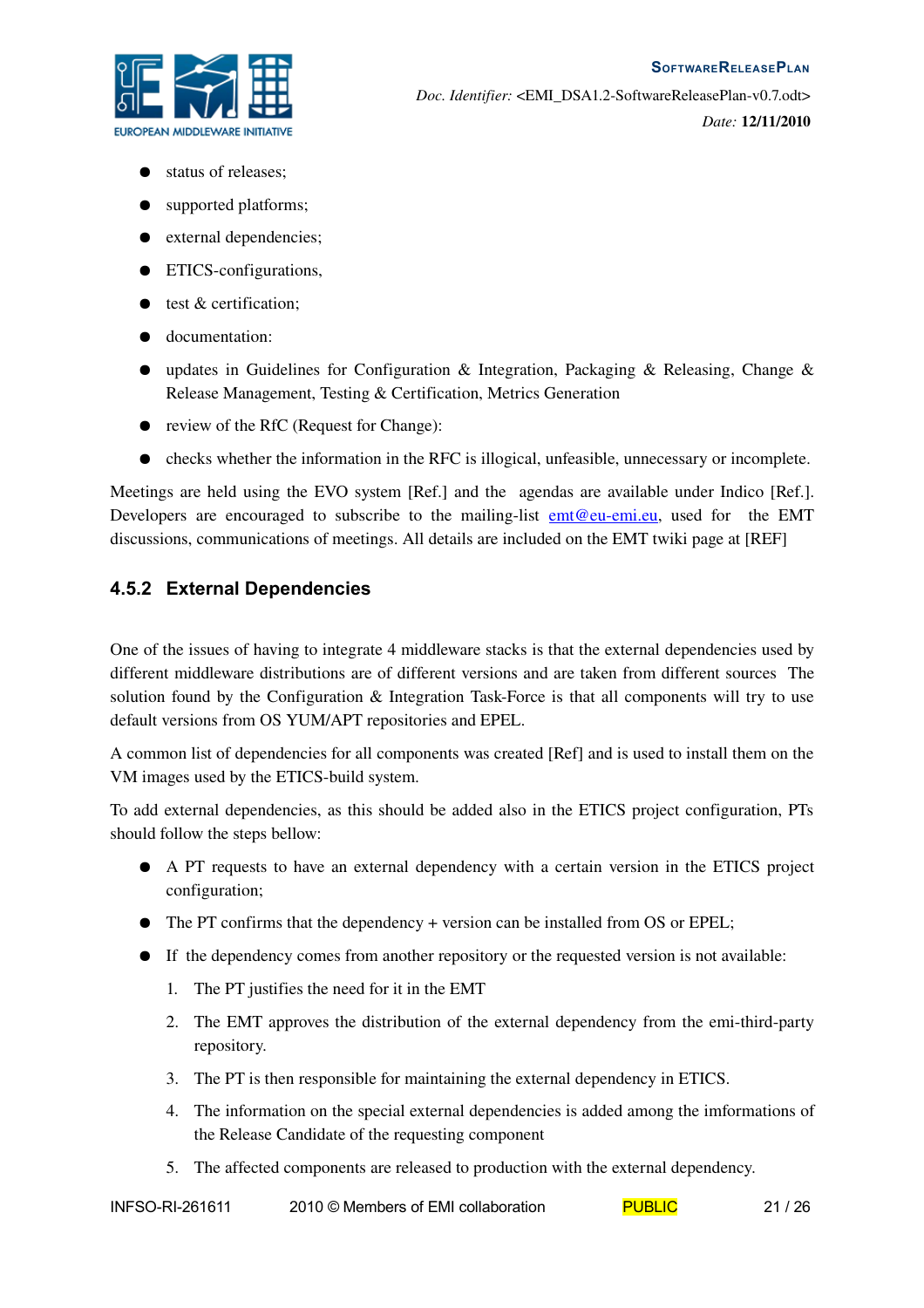- status of releases;
- supported platforms;
- external dependencies;
- ETICS-configurations,
- test & certification;
- documentation:
- updates in Guidelines for Configuration & Integration, Packaging & Releasing, Change & Release Management, Testing & Certification, Metrics Generation
- review of the RfC (Request for Change):
- checks whether the information in the RFC is illogical, unfeasible, unnecessary or incomplete.

Meetings are held using the EVO system [Ref.] and the agendas are available under Indico [Ref.]. Developers are encouraged to subscribe to the mailing-list emt@eu-emi.eu, used for the EMT discussions, communications of meetings. All details are included on the EMT twiki page at [REF]

### 4.5.2 External Dependencies

One of the issues of having to integrate 4 middleware stacks is that the external dependencies used by different middleware distributions are of different versions and are taken from different sources The solution found by the Configuration & Integration Task-Force is that all components will try to use default versions from OS YUM/APT repositories and EPEL.

A common list of dependencies for all components was created [Ref] and is used to install them on the VM images used by the ETICS-build system.

To add external dependencies, as this should be added also in the ETICS project configuration, PTs should follow the steps bellow:

- A PT requests to have an external dependency with a certain version in the ETICS project configuration;
- The PT confirms that the dependency + version can be installed from OS or EPEL;
- If the dependency comes from another repository or the requested version is not available:
  1. The PT justifies the need for it in the EMT
  2. The EMT approves the distribution of the external dependency from the emi-third-party repository.
  3. The PT is then responsible for maintaining the external dependency in ETICS.
  4. The information on the special external dependencies is added among the imformations of the Release Candidate of the requesting component
  5. The affected components are released to production with the external dependency.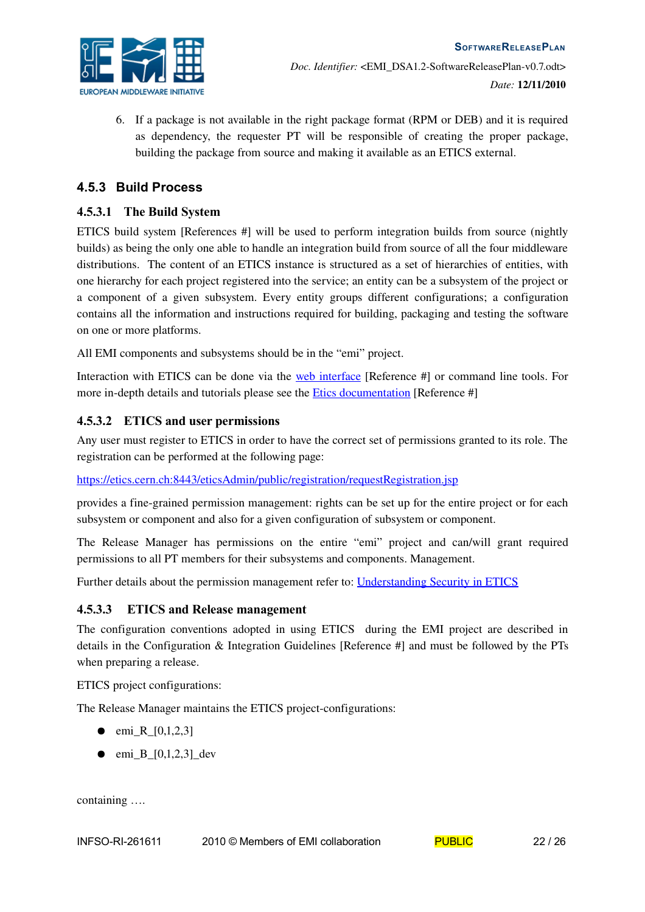6. If a package is not available in the right package format (RPM or DEB) and it is required as dependency, the requester PT will be responsible of creating the proper package, building the package from source and making it available as an ETICS external.

### 4.5.3 Build Process

#### 4.5.3.1 The Build System

ETICS build system [References #] will be used to perform integration builds from source (nightly builds) as being the only one able to handle an integration build from source of all the four middleware distributions. The content of an ETICS instance is structured as a set of hierarchies of entities, with one hierarchy for each project registered into the service; an entity can be a subsystem of the project or a component of a given subsystem. Every entity groups different configurations; a configuration contains all the information and instructions required for building, packaging and testing the software on one or more platforms.

All EMI components and subsystems should be in the "emi" project.

Interaction with ETICS can be done via the web interface [Reference #] or command line tools. For more in-depth details and tutorials please see the Etics documentation [Reference #]

#### 4.5.3.2 ETICS and user permissions

Any user must register to ETICS in order to have the correct set of permissions granted to its role. The registration can be performed at the following page:

https://etics.cern.ch:8443/eticsAdmin/public/registration/requestRegistration.jsp

provides a fine-grained permission management: rights can be set up for the entire project or for each subsystem or component and also for a given configuration of subsystem or component.

The Release Manager has permissions on the entire "emi" project and can/will grant required permissions to all PT members for their subsystems and components. Management.

Further details about the permission management refer to: Understanding Security in ETICS

#### 4.5.3.3 ETICS and Release management

The configuration conventions adopted in using ETICS during the EMI project are described in details in the Configuration & Integration Guidelines [Reference #] and must be followed by the PTs when preparing a release.

ETICS project configurations:

The Release Manager maintains the ETICS project-configurations:

- emi_R_[0,1,2,3]
- emi_B_[0,1,2,3]_dev

containing ….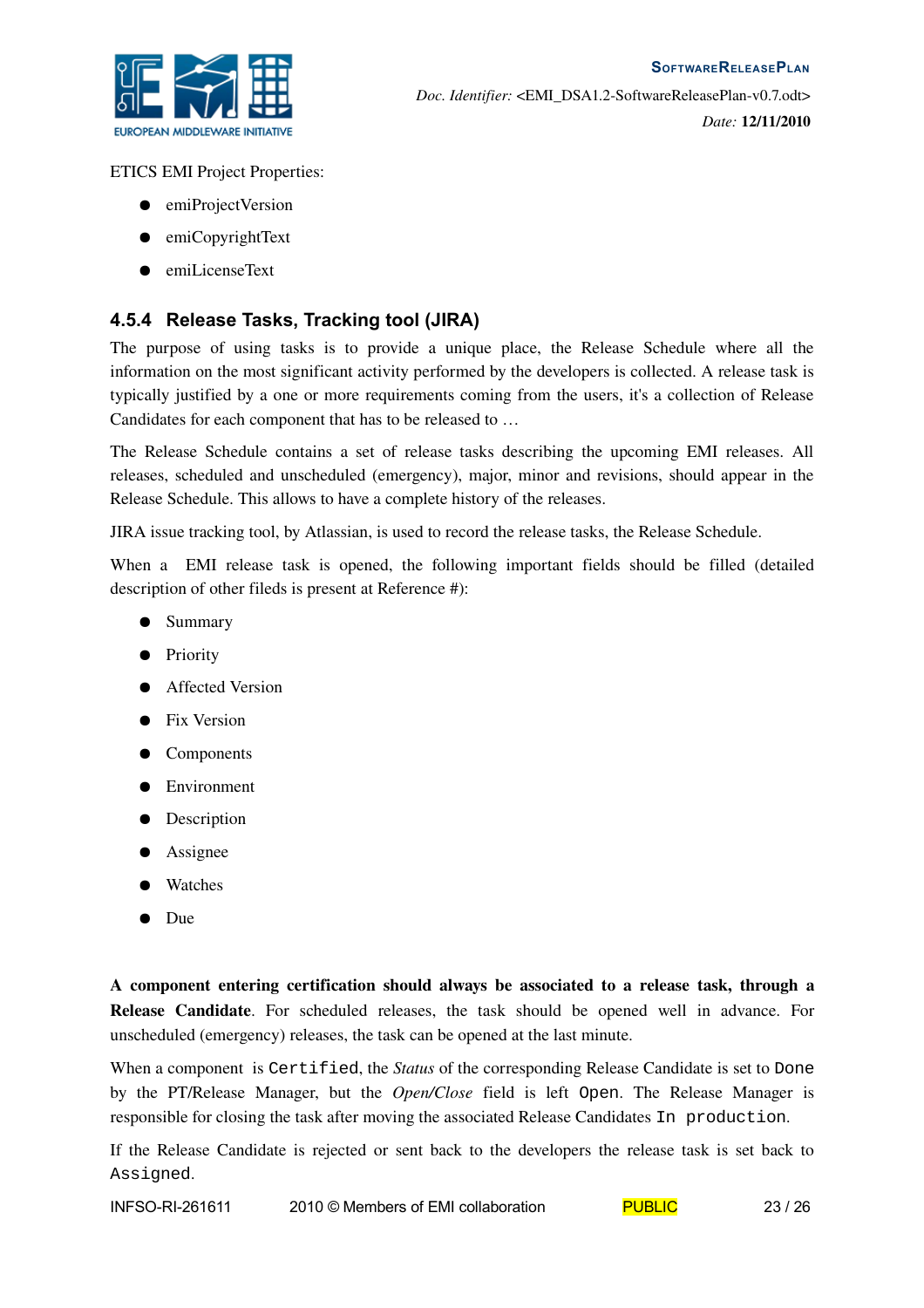ETICS EMI Project Properties:

- emiProjectVersion
- emiCopyrightText
- emiLicenseText

### 4.5.4 Release Tasks, Tracking tool (JIRA)

The purpose of using tasks is to provide a unique place, the Release Schedule where all the information on the most significant activity performed by the developers is collected. A release task is typically justified by a one or more requirements coming from the users, it's a collection of Release Candidates for each component that has to be released to …

The Release Schedule contains a set of release tasks describing the upcoming EMI releases. All releases, scheduled and unscheduled (emergency), major, minor and revisions, should appear in the Release Schedule. This allows to have a complete history of the releases.

JIRA issue tracking tool, by Atlassian, is used to record the release tasks, the Release Schedule.

When a EMI release task is opened, the following important fields should be filled (detailed description of other fileds is present at Reference #):

- Summary
- Priority
- Affected Version
- Fix Version
- Components
- Environment
- Description
- Assignee
- Watches
- Due

**A component entering certification should always be associated to a release task, through a Release Candidate**. For scheduled releases, the task should be opened well in advance. For unscheduled (emergency) releases, the task can be opened at the last minute.

When a component is `Certified`, the *Status* of the corresponding Release Candidate is set to `Done` by the PT/Release Manager, but the *Open/Close* field is left `Open`. The Release Manager is responsible for closing the task after moving the associated Release Candidates `In production`.

If the Release Candidate is rejected or sent back to the developers the release task is set back to `Assigned`.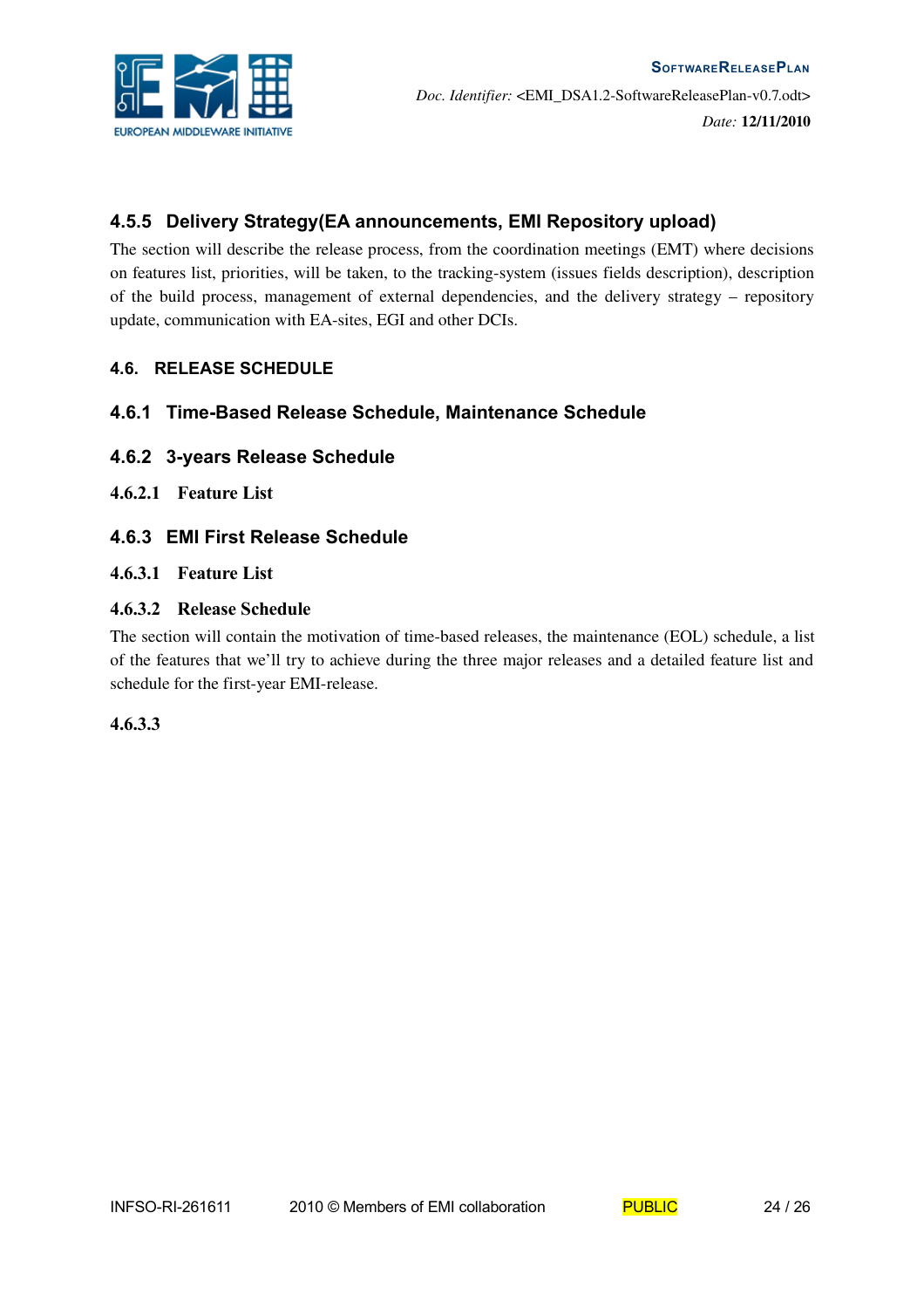### 4.5.5 Delivery Strategy(EA announcements, EMI Repository upload)

The section will describe the release process, from the coordination meetings (EMT) where decisions on features list, priorities, will be taken, to the tracking-system (issues fields description), description of the build process, management of external dependencies, and the delivery strategy – repository update, communication with EA-sites, EGI and other DCIs.

## 4.6. RELEASE SCHEDULE

### 4.6.1 Time-Based Release Schedule, Maintenance Schedule

### 4.6.2 3-years Release Schedule

#### 4.6.2.1 Feature List

### 4.6.3 EMI First Release Schedule

#### 4.6.3.1 Feature List

#### 4.6.3.2 Release Schedule

The section will contain the motivation of time-based releases, the maintenance (EOL) schedule, a list of the features that we'll try to achieve during the three major releases and a detailed feature list and schedule for the first-year EMI-release.

#### 4.6.3.3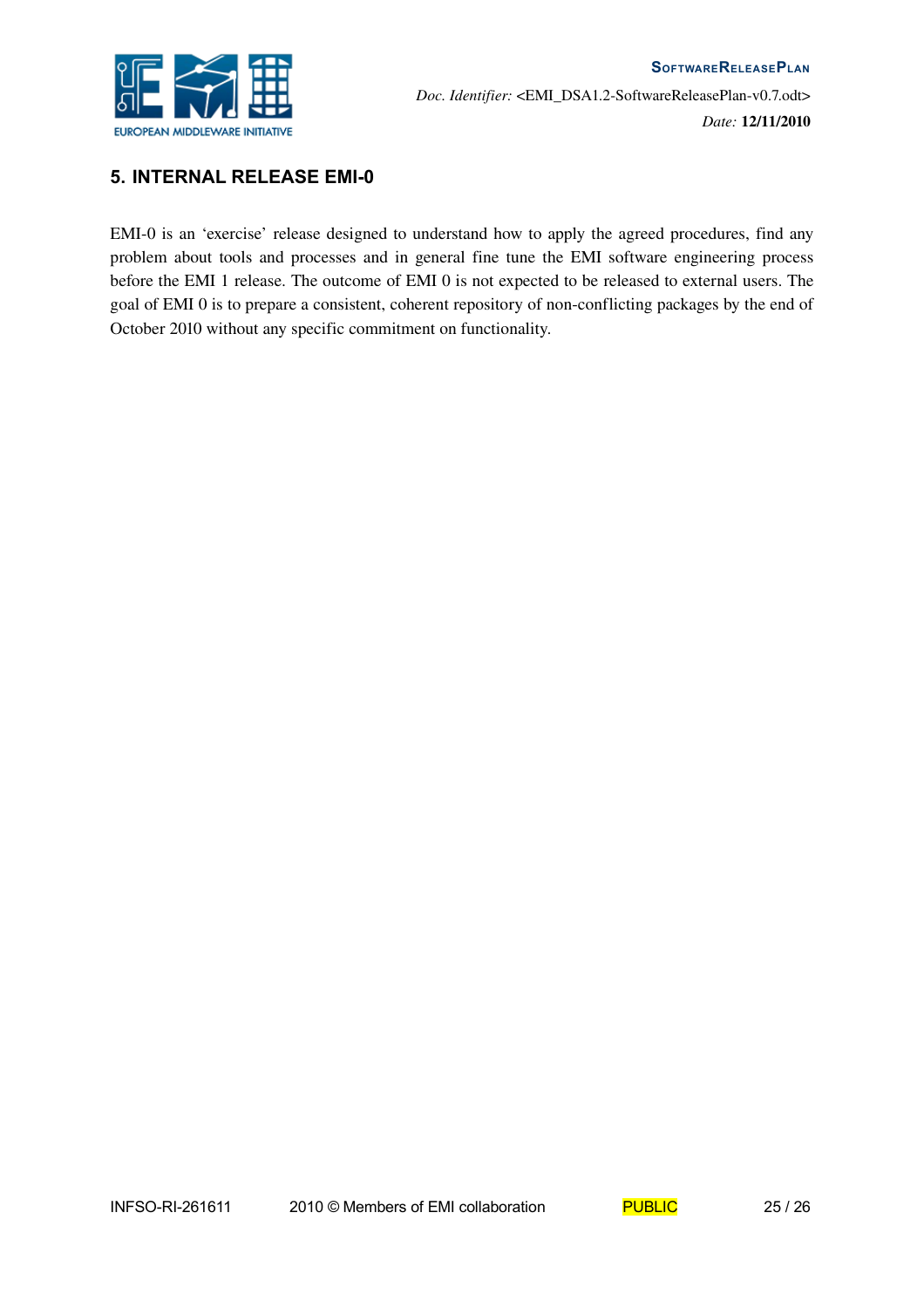# 5. INTERNAL RELEASE EMI-0

EMI-0 is an 'exercise' release designed to understand how to apply the agreed procedures, find any problem about tools and processes and in general fine tune the EMI software engineering process before the EMI 1 release. The outcome of EMI 0 is not expected to be released to external users. The goal of EMI 0 is to prepare a consistent, coherent repository of non-conflicting packages by the end of October 2010 without any specific commitment on functionality.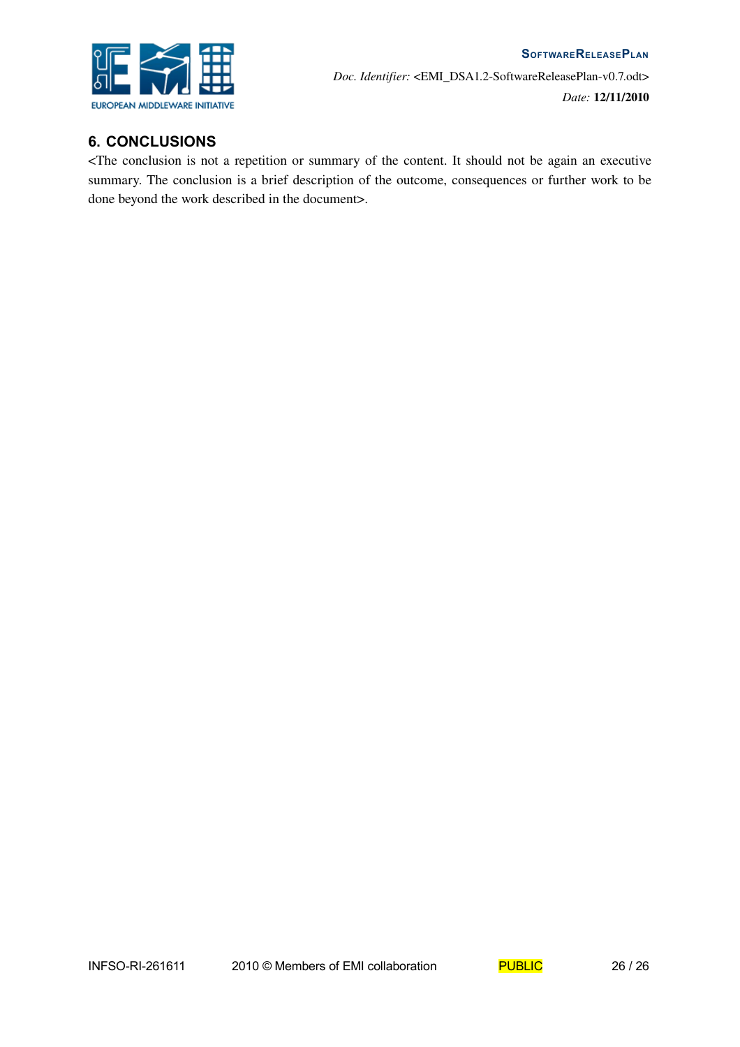# 6. CONCLUSIONS

<The conclusion is not a repetition or summary of the content. It should not be again an executive summary. The conclusion is a brief description of the outcome, consequences or further work to be done beyond the work described in the document>.